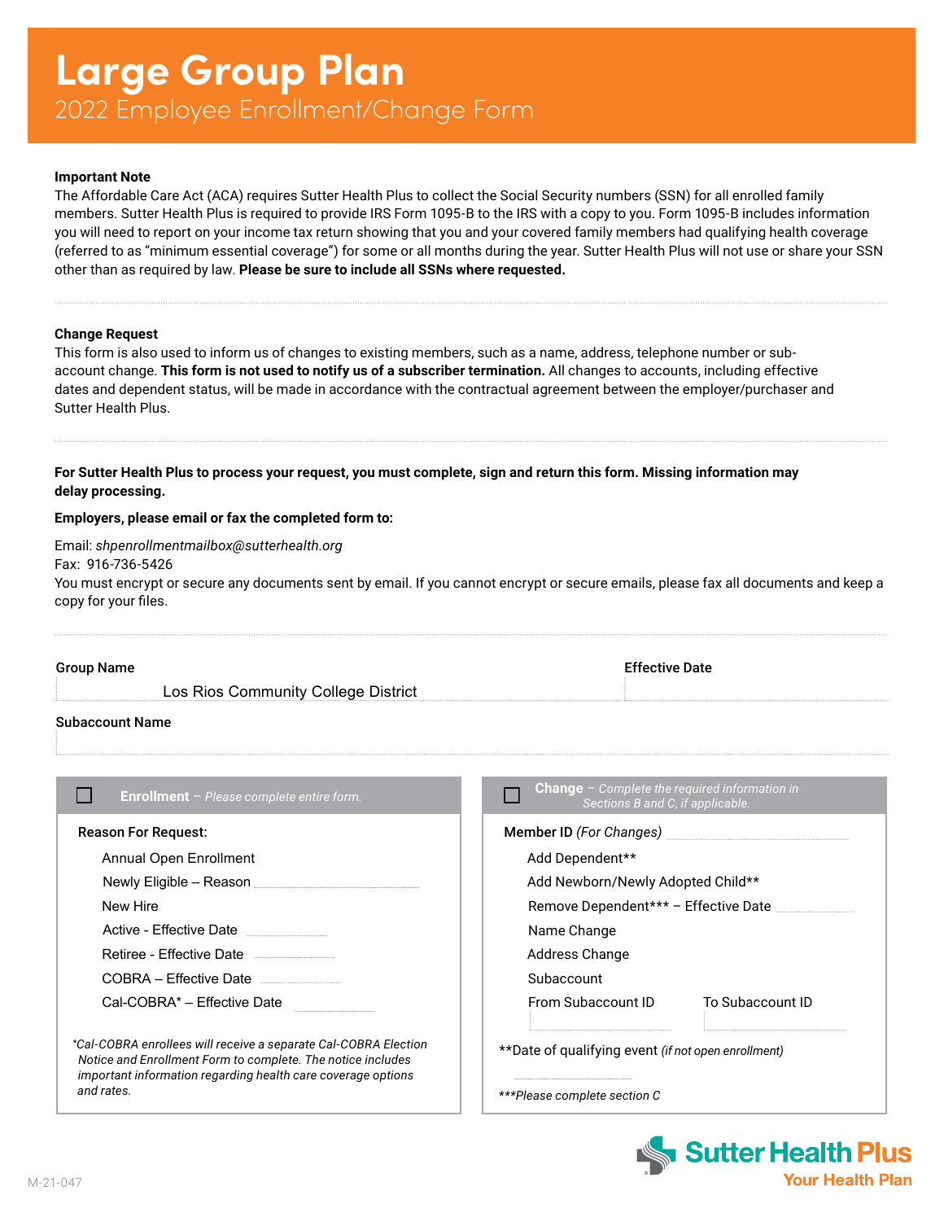# Large Group Plan

## 2022 Employee Enrollment/Change Form

**Important Note**

The Affordable Care Act (ACA) requires Sutter Health Plus to collect the Social Security numbers (SSN) for all enrolled family members. Sutter Health Plus is required to provide IRS Form 1095-B to the IRS with a copy to you. Form 1095-B includes information you will need to report on your income tax return showing that you and your covered family members had qualifying health coverage (referred to as "minimum essential coverage") for some or all months during the year. Sutter Health Plus will not use or share your SSN other than as required by law. **Please be sure to include all SSNs where requested.**

**Change Request**

This form is also used to inform us of changes to existing members, such as a name, address, telephone number or sub-account change. **This form is not used to notify us of a subscriber termination.** All changes to accounts, including effective dates and dependent status, will be made in accordance with the contractual agreement between the employer/purchaser and Sutter Health Plus.

**For Sutter Health Plus to process your request, you must complete, sign and return this form. Missing information may delay processing.**

**Employers, please email or fax the completed form to:**

Email: *shpenrollmentmailbox@sutterhealth.org*
Fax: 916-736-5426
You must encrypt or secure any documents sent by email. If you cannot encrypt or secure emails, please fax all documents and keep a copy for your files.

**Group Name** Los Rios Community College District

**Effective Date** ______

**Subaccount Name** ______

☐ **Enrollment** – *Please complete entire form.*

**Reason For Request:**

- Annual Open Enrollment
- Newly Eligible – Reason ______
- New Hire
- Active - Effective Date ______
- Retiree - Effective Date ______
- COBRA – Effective Date ______
- Cal-COBRA* – Effective Date ______

*\*Cal-COBRA enrollees will receive a separate Cal-COBRA Election Notice and Enrollment Form to complete. The notice includes important information regarding health care coverage options and rates.*

☐ **Change** – *Complete the required information in Sections B and C, if applicable.*

**Member ID** *(For Changes)* ______

- Add Dependent**
- Add Newborn/Newly Adopted Child**
- Remove Dependent*** – Effective Date ______
- Name Change
- Address Change
- Subaccount
- From Subaccount ID ______ To Subaccount ID ______

**Date of qualifying event *(if not open enrollment)* ______

****Please complete section C*

M-21-047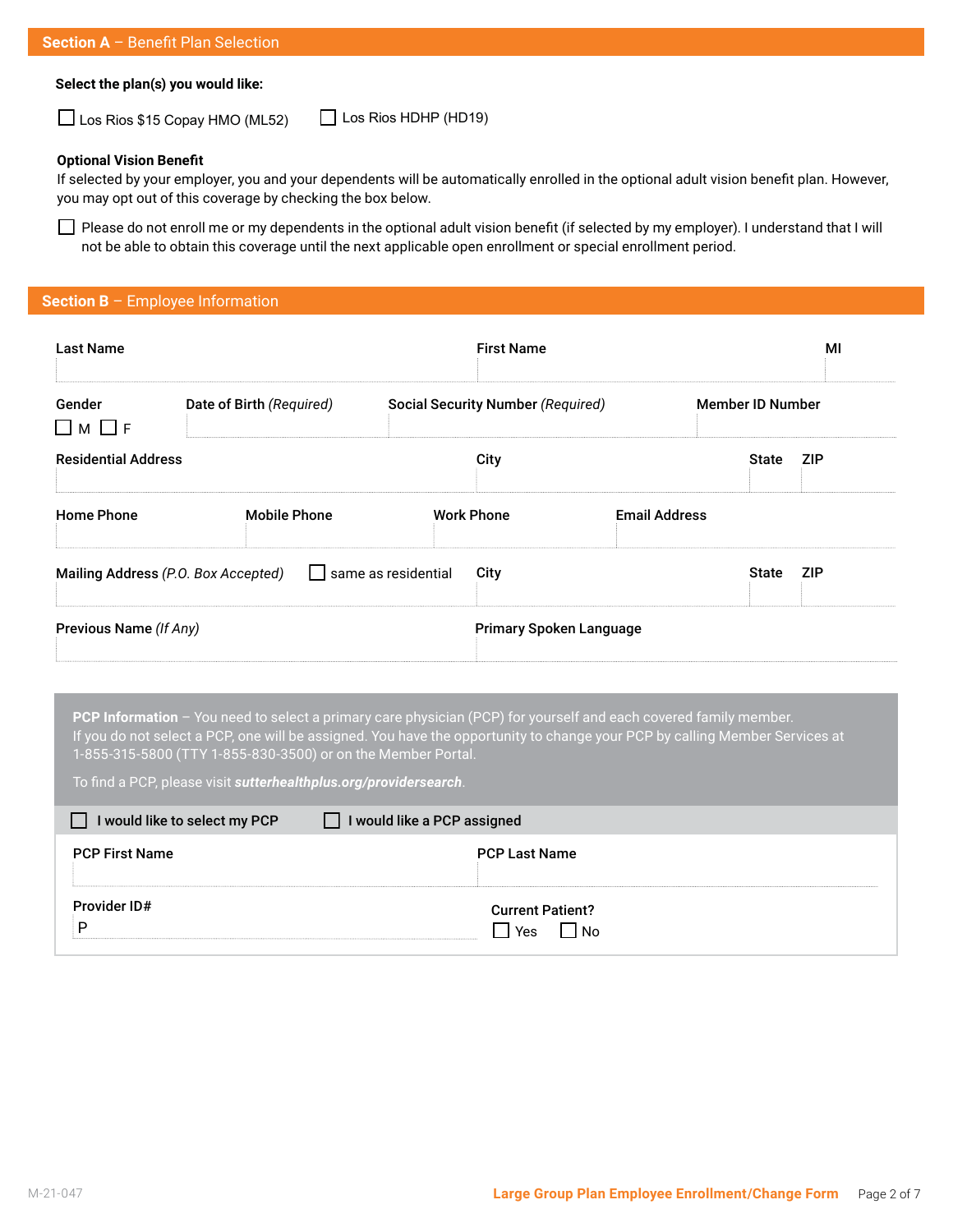## Section A – Benefit Plan Selection

**Select the plan(s) you would like:**

☐ Los Rios $15 Copay HMO (ML52) ☐ Los Rios HDHP (HD19)

**Optional Vision Benefit**

If selected by your employer, you and your dependents will be automatically enrolled in the optional adult vision benefit plan. However, you may opt out of this coverage by checking the box below.

☐ Please do not enroll me or my dependents in the optional adult vision benefit (if selected by my employer). I understand that I will not be able to obtain this coverage until the next applicable open enrollment or special enrollment period.

## Section B – Employee Information

| Last Name | First Name | MI |
|---|---|---|
| | | |

| Gender | Date of Birth *(Required)* | Social Security Number *(Required)* | Member ID Number |
|---|---|---|---|
| ☐ M ☐ F | | | |

| Residential Address | City | State | ZIP |
|---|---|---|---|
| | | | |

| Home Phone | Mobile Phone | Work Phone | Email Address |
|---|---|---|---|
| | | | |

| Mailing Address *(P.O. Box Accepted)* ☐ same as residential | City | State | ZIP |
|---|---|---|---|
| | | | |

| Previous Name *(If Any)* | Primary Spoken Language |
|---|---|
| | |

**PCP Information** – You need to select a primary care physician (PCP) for yourself and each covered family member. If you do not select a PCP, one will be assigned. You have the opportunity to change your PCP by calling Member Services at 1-855-315-5800 (TTY 1-855-830-3500) or on the Member Portal.

To find a PCP, please visit ***sutterhealthplus.org/providersearch***.

☐ I would like to select my PCP ☐ I would like a PCP assigned

| PCP First Name | PCP Last Name |
|---|---|
| | |

| Provider ID# | Current Patient? |
|---|---|
| P | ☐ Yes ☐ No |

M-21-047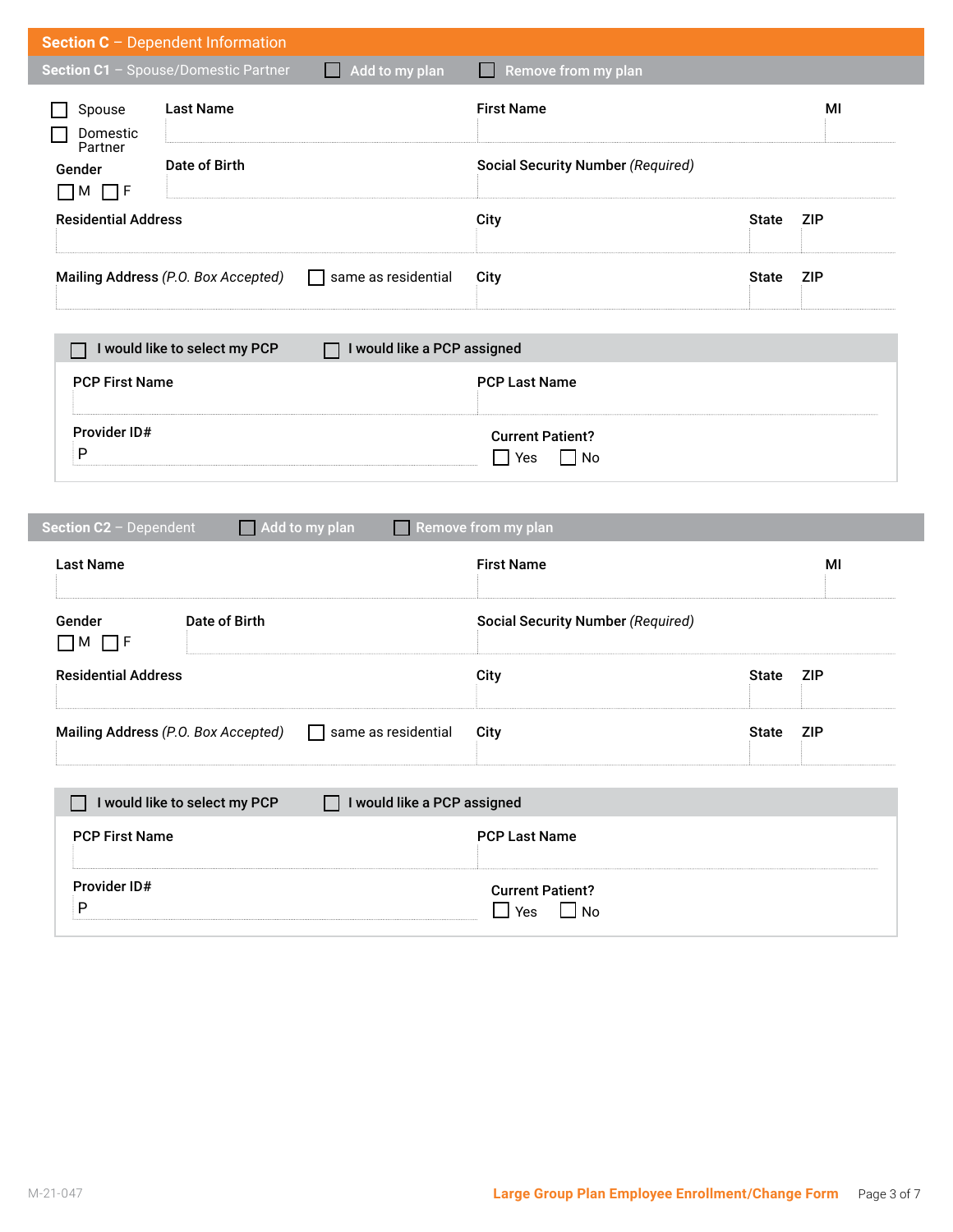## Section C – Dependent Information

### Section C1 – Spouse/Domestic Partner ☐ Add to my plan ☐ Remove from my plan

☐ Spouse
☐ Domestic Partner

**Last Name** | **First Name** | **MI**

**Gender** ☐ M ☐ F

**Date of Birth** | **Social Security Number** *(Required)*

**Residential Address** | **City** | **State** | **ZIP**

**Mailing Address** *(P.O. Box Accepted)* ☐ same as residential | **City** | **State** | **ZIP**

☐ I would like to select my PCP ☐ I would like a PCP assigned

**PCP First Name** | **PCP Last Name**

**Provider ID#**
P

**Current Patient?** ☐ Yes ☐ No

### Section C2 – Dependent ☐ Add to my plan ☐ Remove from my plan

**Last Name** | **First Name** | **MI**

**Gender** ☐ M ☐ F

**Date of Birth** | **Social Security Number** *(Required)*

**Residential Address** | **City** | **State** | **ZIP**

**Mailing Address** *(P.O. Box Accepted)* ☐ same as residential | **City** | **State** | **ZIP**

☐ I would like to select my PCP ☐ I would like a PCP assigned

**PCP First Name** | **PCP Last Name**

**Provider ID#**
P

**Current Patient?** ☐ Yes ☐ No

M-21-047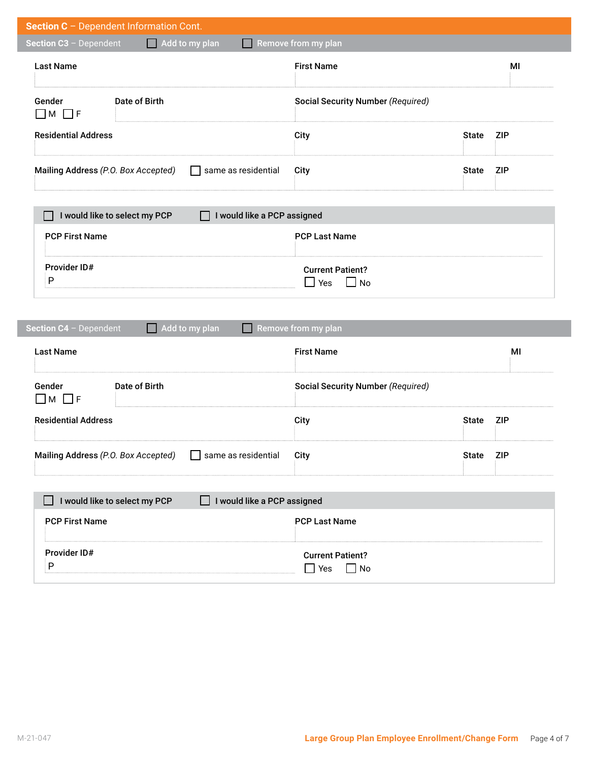## Section C – Dependent Information Cont.

### Section C3 – Dependent ☐ Add to my plan ☐ Remove from my plan

| Last Name | First Name | MI |
|---|---|---|
| | | |

| Gender | Date of Birth | Social Security Number *(Required)* |
|---|---|---|
| ☐ M ☐ F | | |

| Residential Address | City | State | ZIP |
|---|---|---|---|
| | | | |

| Mailing Address *(P.O. Box Accepted)* ☐ same as residential | City | State | ZIP |
|---|---|---|---|
| | | | |

☐ I would like to select my PCP ☐ I would like a PCP assigned

| PCP First Name | PCP Last Name |
|---|---|
| | |

| Provider ID# | Current Patient? |
|---|---|
| P | ☐ Yes ☐ No |

### Section C4 – Dependent ☐ Add to my plan ☐ Remove from my plan

| Last Name | First Name | MI |
|---|---|---|
| | | |

| Gender | Date of Birth | Social Security Number *(Required)* |
|---|---|---|
| ☐ M ☐ F | | |

| Residential Address | City | State | ZIP |
|---|---|---|---|
| | | | |

| Mailing Address *(P.O. Box Accepted)* ☐ same as residential | City | State | ZIP |
|---|---|---|---|
| | | | |

☐ I would like to select my PCP ☐ I would like a PCP assigned

| PCP First Name | PCP Last Name |
|---|---|
| | |

| Provider ID# | Current Patient? |
|---|---|
| P | ☐ Yes ☐ No |

M-21-047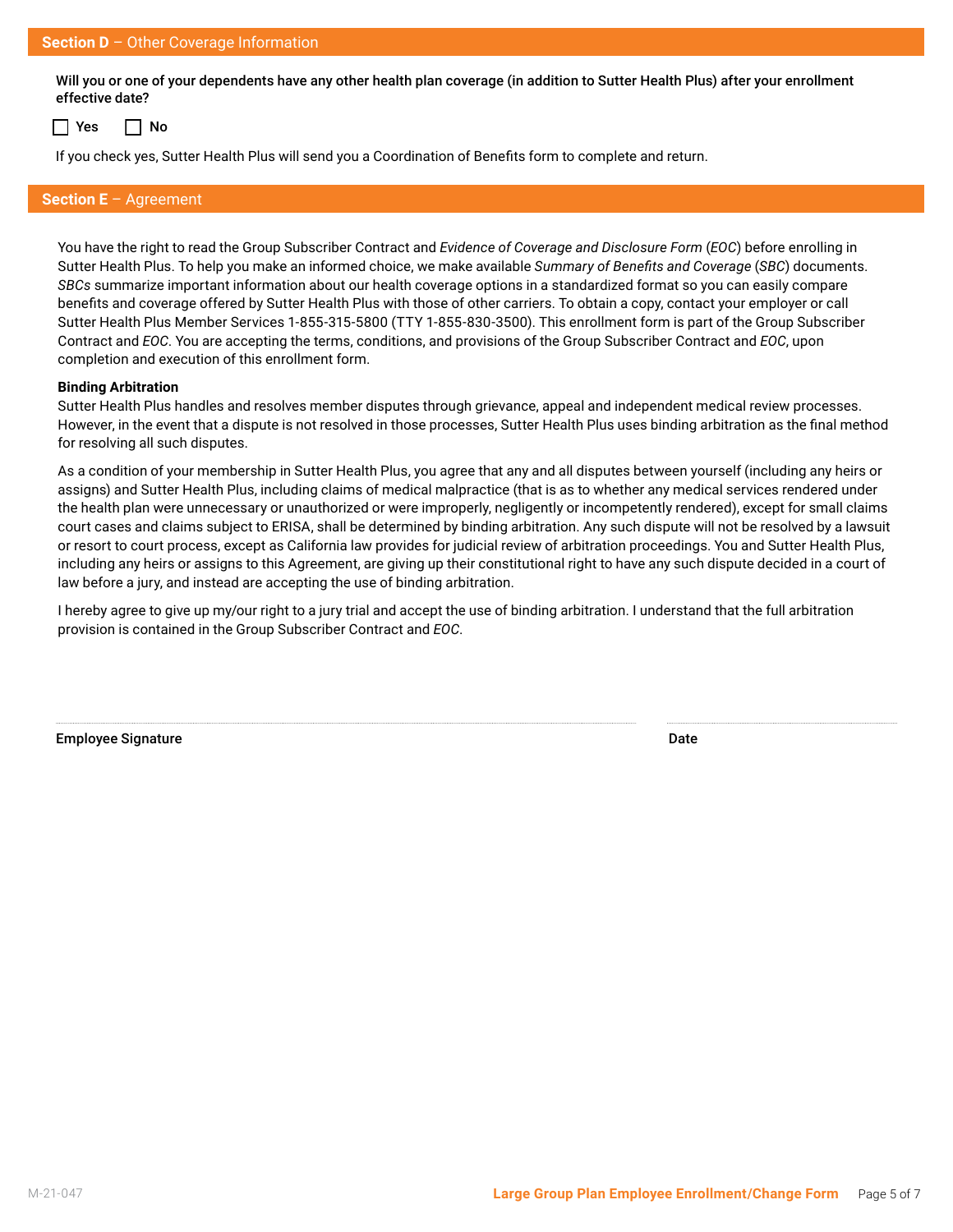## **Section D** – Other Coverage Information

**Will you or one of your dependents have any other health plan coverage (in addition to Sutter Health Plus) after your enrollment effective date?**

☐ **Yes** ☐ **No**

If you check yes, Sutter Health Plus will send you a Coordination of Benefits form to complete and return.

## **Section E** – Agreement

You have the right to read the Group Subscriber Contract and *Evidence of Coverage and Disclosure Form* (*EOC*) before enrolling in Sutter Health Plus. To help you make an informed choice, we make available *Summary of Benefits and Coverage* (*SBC*) documents. *SBCs* summarize important information about our health coverage options in a standardized format so you can easily compare benefits and coverage offered by Sutter Health Plus with those of other carriers. To obtain a copy, contact your employer or call Sutter Health Plus Member Services 1-855-315-5800 (TTY 1-855-830-3500). This enrollment form is part of the Group Subscriber Contract and *EOC*. You are accepting the terms, conditions, and provisions of the Group Subscriber Contract and *EOC*, upon completion and execution of this enrollment form.

**Binding Arbitration**

Sutter Health Plus handles and resolves member disputes through grievance, appeal and independent medical review processes. However, in the event that a dispute is not resolved in those processes, Sutter Health Plus uses binding arbitration as the final method for resolving all such disputes.

As a condition of your membership in Sutter Health Plus, you agree that any and all disputes between yourself (including any heirs or assigns) and Sutter Health Plus, including claims of medical malpractice (that is as to whether any medical services rendered under the health plan were unnecessary or unauthorized or were improperly, negligently or incompetently rendered), except for small claims court cases and claims subject to ERISA, shall be determined by binding arbitration. Any such dispute will not be resolved by a lawsuit or resort to court process, except as California law provides for judicial review of arbitration proceedings. You and Sutter Health Plus, including any heirs or assigns to this Agreement, are giving up their constitutional right to have any such dispute decided in a court of law before a jury, and instead are accepting the use of binding arbitration.

I hereby agree to give up my/our right to a jury trial and accept the use of binding arbitration. I understand that the full arbitration provision is contained in the Group Subscriber Contract and *EOC*.

| **Employee Signature** | **Date** |
|---|---|
| | |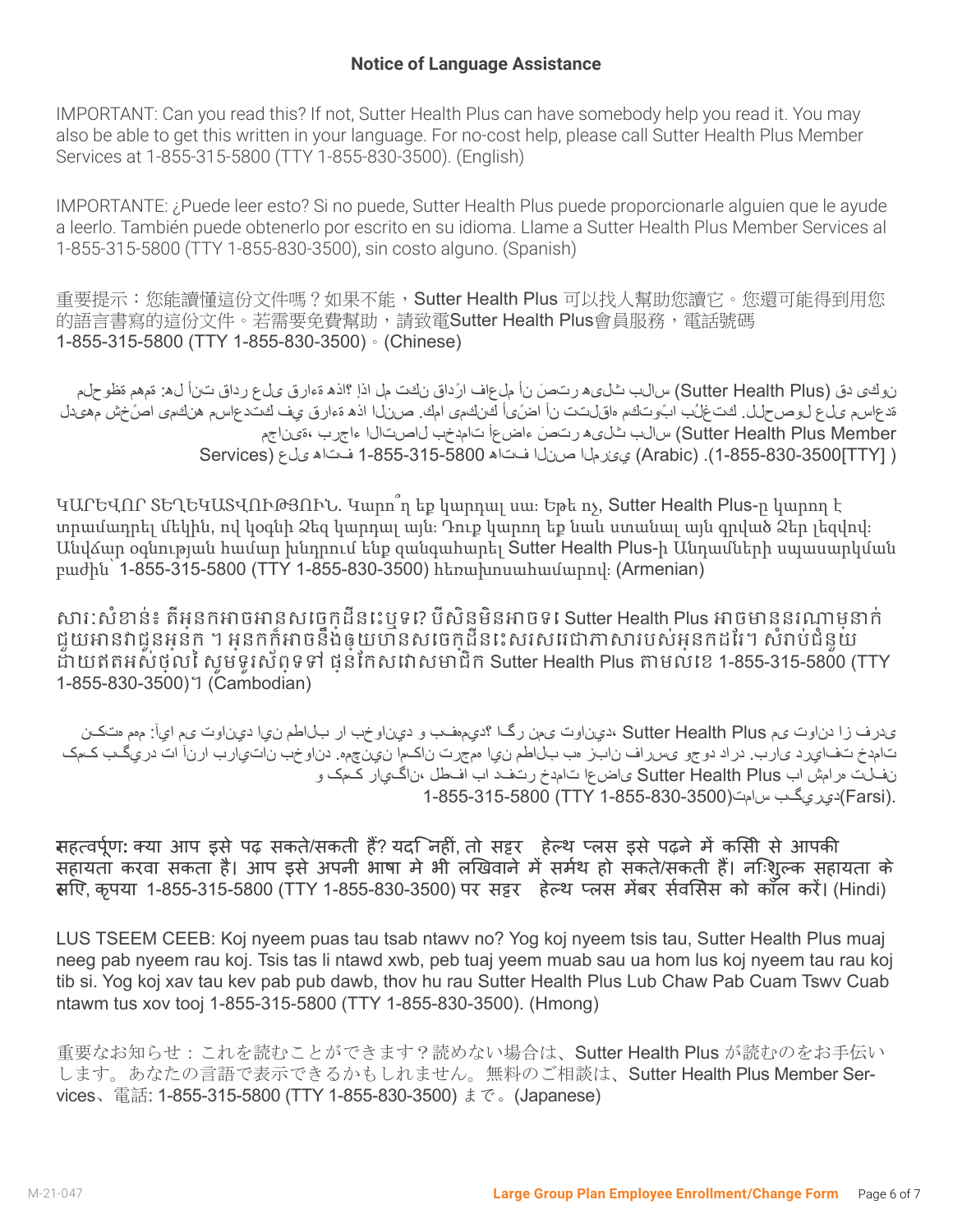## Notice of Language Assistance

IMPORTANT: Can you read this? If not, Sutter Health Plus can have somebody help you read it. You may also be able to get this written in your language. For no-cost help, please call Sutter Health Plus Member Services at 1-855-315-5800 (TTY 1-855-830-3500). (English)

IMPORTANTE: ¿Puede leer esto? Si no puede, Sutter Health Plus puede proporcionarle alguien que le ayude a leerlo. También puede obtenerlo por escrito en su idioma. Llame a Sutter Health Plus Member Services al 1-855-315-5800 (TTY 1-855-830-3500), sin costo alguno. (Spanish)

重要提示：您能讀懂這份文件嗎？如果不能，Sutter Health Plus 可以找人幫助您讀它。您還可能得到用您的語言書寫的這份文件。若需要免費幫助，請致電Sutter Health Plus會員服務，電話號碼 1-855-315-5800 (TTY 1-855-830-3500)。(Chinese)

ملحوظة مهمة: هل تستطيع قراءة هذا؟ إذا لم تكن قادرًا على القراءة، فيمكن أن توفر لك (Sutter Health Plus) هيلث بلس سَتَر شخصًا يمكنه مساعدتك في قراءة هذا النص. كما يمكنك أيضًا أن تتلقى مترجمًا بلغتك. للحصول على مساعدة مجانية، يرجى الاتصال بخدمات أعضاء سَتَر هيلث بلس (Sutter Health Plus Member Services) على الهاتف 1-855-315-5800 هاتف النص المرئي (Arabic). (1-855-830-3500[TTY] )

ԿԱՐԵՎՈՐ ՏԵՂԵԿԱՏՎՈՒԹՅՈՒՆ. Կարո՞ղ եք կարդալ սա: Եթե ոչ, Sutter Health Plus-ը կարող է տրամադրել մեկին, ով կօգնի Ձեզ կարդալ այն: Դուք կարող եք նաև ստանալ այն գրված Ձեր լեզվով: Անվճար օգնության համար խնդրում ենք զանգահարել Sutter Health Plus-ի Անդամների սպասարկման բաժին՝ 1-855-315-5800 (TTY 1-855-830-3500) հեռախոսահամարով: (Armenian)

សារៈសំខាន់៖ តើអ្នកអាចអានសេចក្ដីនេះឬទេ? បើសិនមិនអាចទេ Sutter Health Plus អាចមាននរណាម្នាក់ជួយអានវាជូនអ្នក ។ អ្នកក៏អាចនឹងឲ្យបានសេចក្ដីនេះសរសេរជាភាសារបស់អ្នកដែរ។ សំរាប់ជំនួយដោយឥតអស់ថ្លៃ សូមទូរស័ព្ទទៅ ផ្នែកសេវាសមាជិក Sutter Health Plus តាមលេខ 1-855-315-5800 (TTY 1-855-830-3500)។ (Cambodian)

نکته مهم: آیا می توانید این مطالب را بخوانید و بفهمید؟ اگر نمی توانید، Sutter Health Plus می تواند از فردی کمک بگیرد تا آنرا برایتان بخواند. همچنین ممکن است امکان ترجمه این مطالب به زبان فارسی نیز وجود داشته باشد. برای دریافت خدمات کمک رایگان، لطفا با دفتر خدمات اعضای Sutter Health Plus با شماره تلفن 1-855-315-5800 (TTY 1-855-830-3500)تماس بگیرید(Farsi).

महत्वपूर्ण: क्या आप इसे पढ़ सकते/सकती हैं? यदि नहीं, तो सट्टर हेल्थ प्लस इसे पढ़ने में किसी से आपकी सहायता करवा सकता है। आप इसे अपनी भाषा में भी लिखवाने में समर्थ हो सकते/सकती हैं। निःशुल्क सहायता के लिए, कृपया 1-855-315-5800 (TTY 1-855-830-3500) पर सट्टर हेल्थ प्लस मेंबर सर्विसिस को कॉल करें। (Hindi)

LUS TSEEM CEEB: Koj nyeem puas tau tsab ntawv no? Yog koj nyeem tsis tau, Sutter Health Plus muaj neeg pab nyeem rau koj. Tsis tas li ntawd xwb, peb tuaj yeem muab sau ua hom lus koj nyeem tau rau koj tib si. Yog koj xav tau kev pab pub dawb, thov hu rau Sutter Health Plus Lub Chaw Pab Cuam Tswv Cuab ntawm tus xov tooj 1-855-315-5800 (TTY 1-855-830-3500). (Hmong)

重要なお知らせ：これを読むことができます？読めない場合は、Sutter Health Plus が読むのをお手伝いします。あなたの言語で表示できるかもしれません。無料のご相談は、Sutter Health Plus Member Services、電話: 1-855-315-5800 (TTY 1-855-830-3500) まで。(Japanese)

M-21-047 **Large Group Plan Employee Enrollment/Change Form**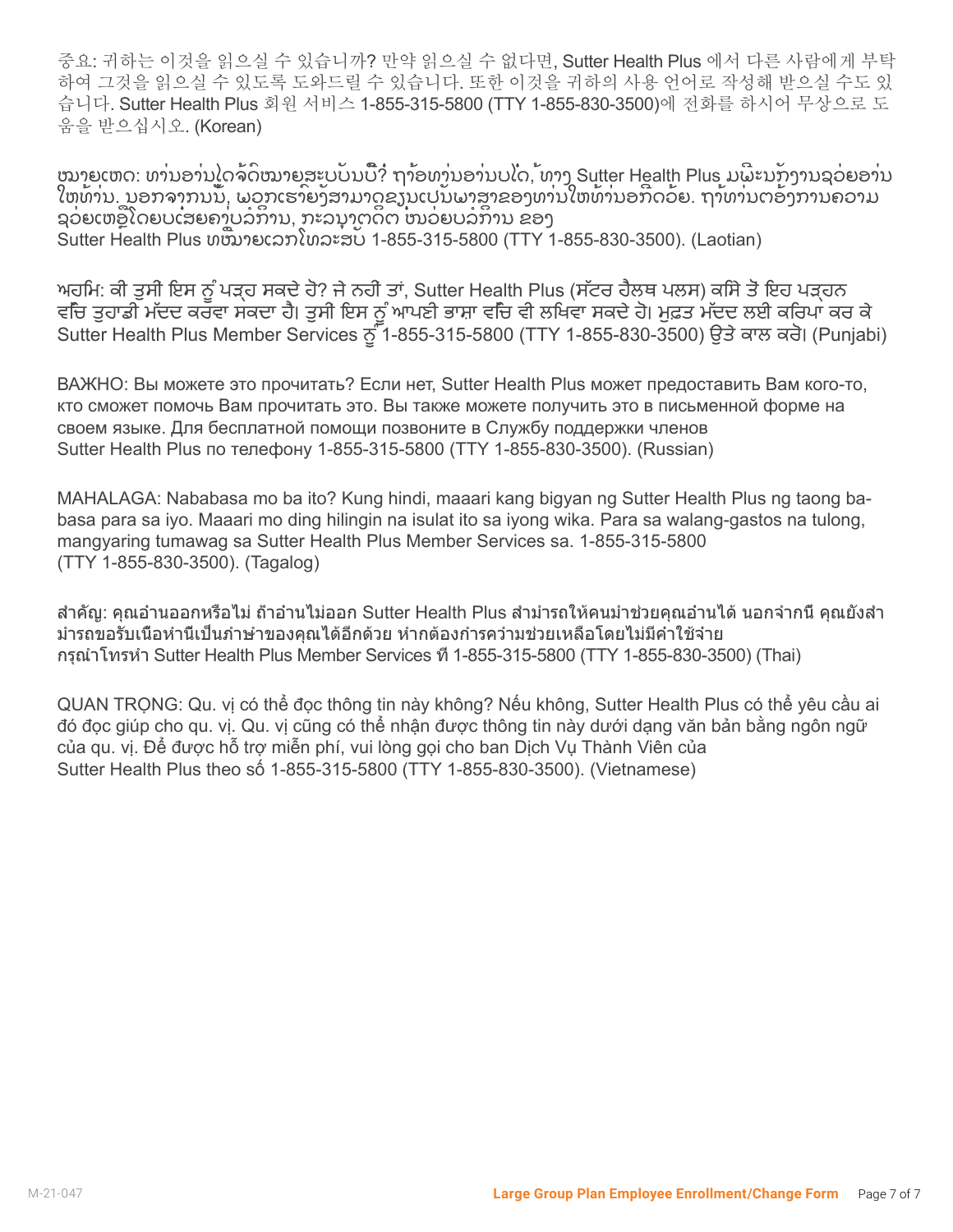중요: 귀하는 이것을 읽으실 수 있습니까? 만약 읽으실 수 없다면, Sutter Health Plus 에서 다른 사람에게 부탁하여 그것을 읽으실 수 있도록 도와드릴 수 있습니다. 또한 이것을 귀하의 사용 언어로 작성해 받으실 수도 있습니다. Sutter Health Plus 회원 서비스 1-855-315-5800 (TTY 1-855-830-3500)에 전화를 하시어 무상으로 도움을 받으십시오. (Korean)

ໝາຍເຫດ: ທ່ານອ່ານໄດ້ຈັດໝາຍສະບັບນີ້ບໍ່? ຖ້າຫາກທ່ານອ່ານບໍ່ໄດ້, ທາງ Sutter Health Plus ມີພະນັກງານຊ່ວຍອ່ານໃຫ້ທ່ານ. ນອກຈາກນັ້ນ, ພວກເຮົາຍັງສາມາດຂຽນເປັນພາສາຂອງທ່ານໃຫ້ທ່ານອີກດ້ວຍ. ຖ້າທ່ານຕ້ອງການຄວາມຊ່ວຍເຫຼືອໂດຍບໍ່ເສຍຄ່າບໍລິການ, ກະລຸນາຕິດຕໍ່ ໜ່ວຍບໍລິການ ຂອງ Sutter Health Plus ທີ່ໝາຍເລກໂທລະສັບ 1-855-315-5800 (TTY 1-855-830-3500). (Laotian)

ਅਹਮਿ: ਕੀ ਤੁਸੀਂ ਇਸ ਨੂੰ ਪੜ੍ਹ ਸਕਦੇ ਹੋ? ਜੇ ਨਹੀਂ ਤਾਂ, Sutter Health Plus (ਸੱਟਰ ਹੈਲਥ ਪਲਸ) ਕਿਸੇ ਤੋਂ ਇਹ ਪੜ੍ਹਨ ਵਿੱਚ ਤੁਹਾਡੀ ਮੱਦਦ ਕਰਵਾ ਸਕਦਾ ਹੈ। ਤੁਸੀਂ ਇਸ ਨੂੰ ਆਪਣੀ ਭਾਸ਼ਾ ਵਿੱਚ ਵੀ ਲਿਖਿਆ ਸਕਦੇ ਹੋ। ਮੁਫ਼ਤ ਮੱਦਦ ਲਈ ਕਿਰਪਾ ਕਰ ਕੇ Sutter Health Plus Member Services ਨੂੰ 1-855-315-5800 (TTY 1-855-830-3500) ਉੱਤੇ ਕਾਲ ਕਰੋ। (Punjabi)

ВАЖНО: Вы можете это прочитать? Если нет, Sutter Health Plus может предоставить Вам кого-то, кто сможет помочь Вам прочитать это. Вы также можете получить это в письменной форме на своем языке. Для бесплатной помощи позвоните в Службу поддержки членов Sutter Health Plus по телефону 1-855-315-5800 (TTY 1-855-830-3500). (Russian)

MAHALAGA: Nababasa mo ba ito? Kung hindi, maaari kang bigyan ng Sutter Health Plus ng taong babasa para sa iyo. Maaari mo ding hilingin na isulat ito sa iyong wika. Para sa walang-gastos na tulong, mangyaring tumawag sa Sutter Health Plus Member Services sa. 1-855-315-5800 (TTY 1-855-830-3500). (Tagalog)

สำคัญ: คุณอ่านออกหรือไม่ ถ้าอ่านไม่ออก Sutter Health Plus สามารถให้คนมาช่วยคุณอ่านได้ นอกจากนี้ คุณยังสามารถขอรับเนื้อหานี้เป็นภาษาของคุณได้อีกด้วย หากต้องการความช่วยเหลือโดยไม่มีค่าใช้จ่าย กรุณาโทรหา Sutter Health Plus Member Services ที่ 1-855-315-5800 (TTY 1-855-830-3500) (Thai)

QUAN TRỌNG: Qu. vị có thể đọc thông tin này không? Nếu không, Sutter Health Plus có thể yêu cầu ai đó đọc giúp cho qu. vị. Qu. vị cũng có thể nhận được thông tin này dưới dạng văn bản bằng ngôn ngữ của qu. vị. Để được hỗ trợ miễn phí, vui lòng gọi cho ban Dịch Vụ Thành Viên của Sutter Health Plus theo số 1-855-315-5800 (TTY 1-855-830-3500). (Vietnamese)

M-21-047

**Large Group Plan Employee Enrollment/Change Form**